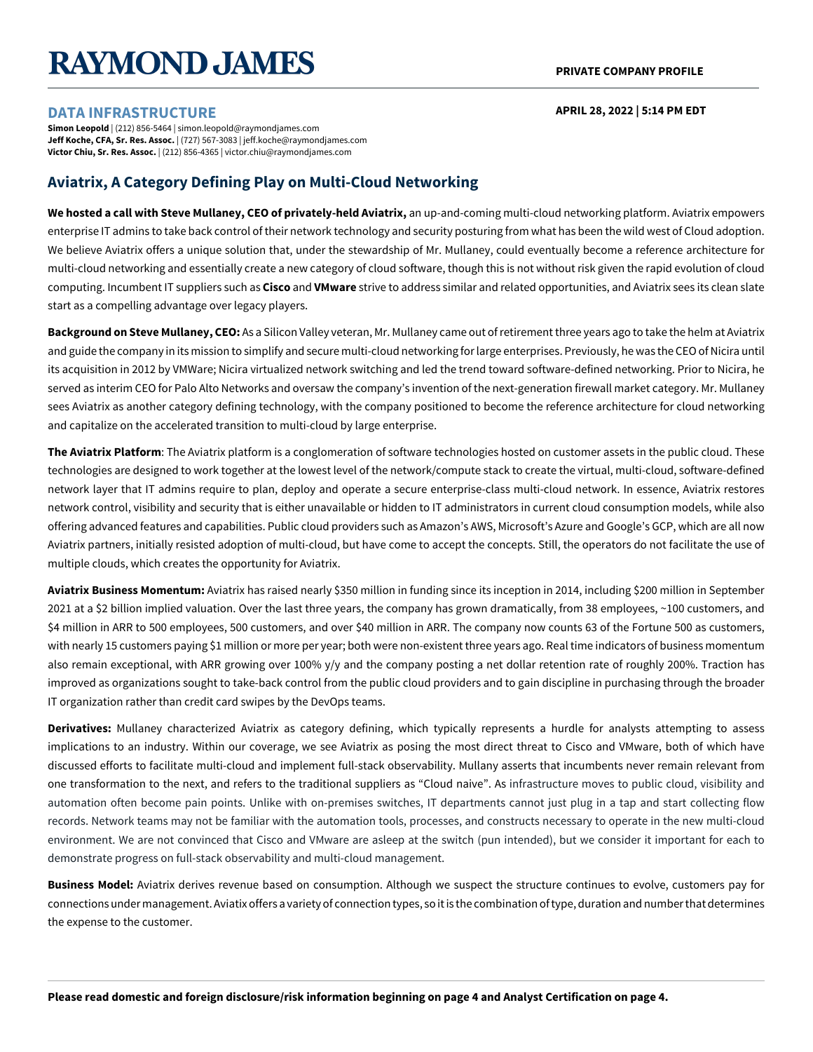# RAYMOND JAMES

**PRIVATE COMPANY PROFILE**

**DATA INFRASTRUCTURE**

**APRIL 28, 2022 | 5:14 PM EDT**

**Simon Leopold** | (212) 856-5464 | simon.leopold@raymondjames.com
**Jeff Koche, CFA, Sr. Res. Assoc.** | (727) 567-3083 | jeff.koche@raymondjames.com
**Victor Chiu, Sr. Res. Assoc.** | (212) 856-4365 | victor.chiu@raymondjames.com

## Aviatrix, A Category Defining Play on Multi-Cloud Networking

**We hosted a call with Steve Mullaney, CEO of privately-held Aviatrix,** an up-and-coming multi-cloud networking platform. Aviatrix empowers enterprise IT admins to take back control of their network technology and security posturing from what has been the wild west of Cloud adoption. We believe Aviatrix offers a unique solution that, under the stewardship of Mr. Mullaney, could eventually become a reference architecture for multi-cloud networking and essentially create a new category of cloud software, though this is not without risk given the rapid evolution of cloud computing. Incumbent IT suppliers such as **Cisco** and **VMware** strive to address similar and related opportunities, and Aviatrix sees its clean slate start as a compelling advantage over legacy players.

**Background on Steve Mullaney, CEO:** As a Silicon Valley veteran, Mr. Mullaney came out of retirement three years ago to take the helm at Aviatrix and guide the company in its mission to simplify and secure multi-cloud networking for large enterprises. Previously, he was the CEO of Nicira until its acquisition in 2012 by VMWare; Nicira virtualized network switching and led the trend toward software-defined networking. Prior to Nicira, he served as interim CEO for Palo Alto Networks and oversaw the company's invention of the next-generation firewall market category. Mr. Mullaney sees Aviatrix as another category defining technology, with the company positioned to become the reference architecture for cloud networking and capitalize on the accelerated transition to multi-cloud by large enterprise.

**The Aviatrix Platform**: The Aviatrix platform is a conglomeration of software technologies hosted on customer assets in the public cloud. These technologies are designed to work together at the lowest level of the network/compute stack to create the virtual, multi-cloud, software-defined network layer that IT admins require to plan, deploy and operate a secure enterprise-class multi-cloud network. In essence, Aviatrix restores network control, visibility and security that is either unavailable or hidden to IT administrators in current cloud consumption models, while also offering advanced features and capabilities. Public cloud providers such as Amazon's AWS, Microsoft's Azure and Google's GCP, which are all now Aviatrix partners, initially resisted adoption of multi-cloud, but have come to accept the concepts. Still, the operators do not facilitate the use of multiple clouds, which creates the opportunity for Aviatrix.

**Aviatrix Business Momentum:** Aviatrix has raised nearly $350 million in funding since its inception in 2014, including $200 million in September 2021 at a $2 billion implied valuation. Over the last three years, the company has grown dramatically, from 38 employees, ~100 customers, and $4 million in ARR to 500 employees, 500 customers, and over $40 million in ARR. The company now counts 63 of the Fortune 500 as customers, with nearly 15 customers paying $1 million or more per year; both were non-existent three years ago. Real time indicators of business momentum also remain exceptional, with ARR growing over 100% y/y and the company posting a net dollar retention rate of roughly 200%. Traction has improved as organizations sought to take-back control from the public cloud providers and to gain discipline in purchasing through the broader IT organization rather than credit card swipes by the DevOps teams.

**Derivatives:** Mullaney characterized Aviatrix as category defining, which typically represents a hurdle for analysts attempting to assess implications to an industry. Within our coverage, we see Aviatrix as posing the most direct threat to Cisco and VMware, both of which have discussed efforts to facilitate multi-cloud and implement full-stack observability. Mullany asserts that incumbents never remain relevant from one transformation to the next, and refers to the traditional suppliers as "Cloud naive". As infrastructure moves to public cloud, visibility and automation often become pain points. Unlike with on-premises switches, IT departments cannot just plug in a tap and start collecting flow records. Network teams may not be familiar with the automation tools, processes, and constructs necessary to operate in the new multi-cloud environment. We are not convinced that Cisco and VMware are asleep at the switch (pun intended), but we consider it important for each to demonstrate progress on full-stack observability and multi-cloud management.

**Business Model:** Aviatrix derives revenue based on consumption. Although we suspect the structure continues to evolve, customers pay for connections under management. Aviatix offers a variety of connection types, so it is the combination of type, duration and number that determines the expense to the customer.

**Please read domestic and foreign disclosure/risk information beginning on page 4 and Analyst Certification on page 4.**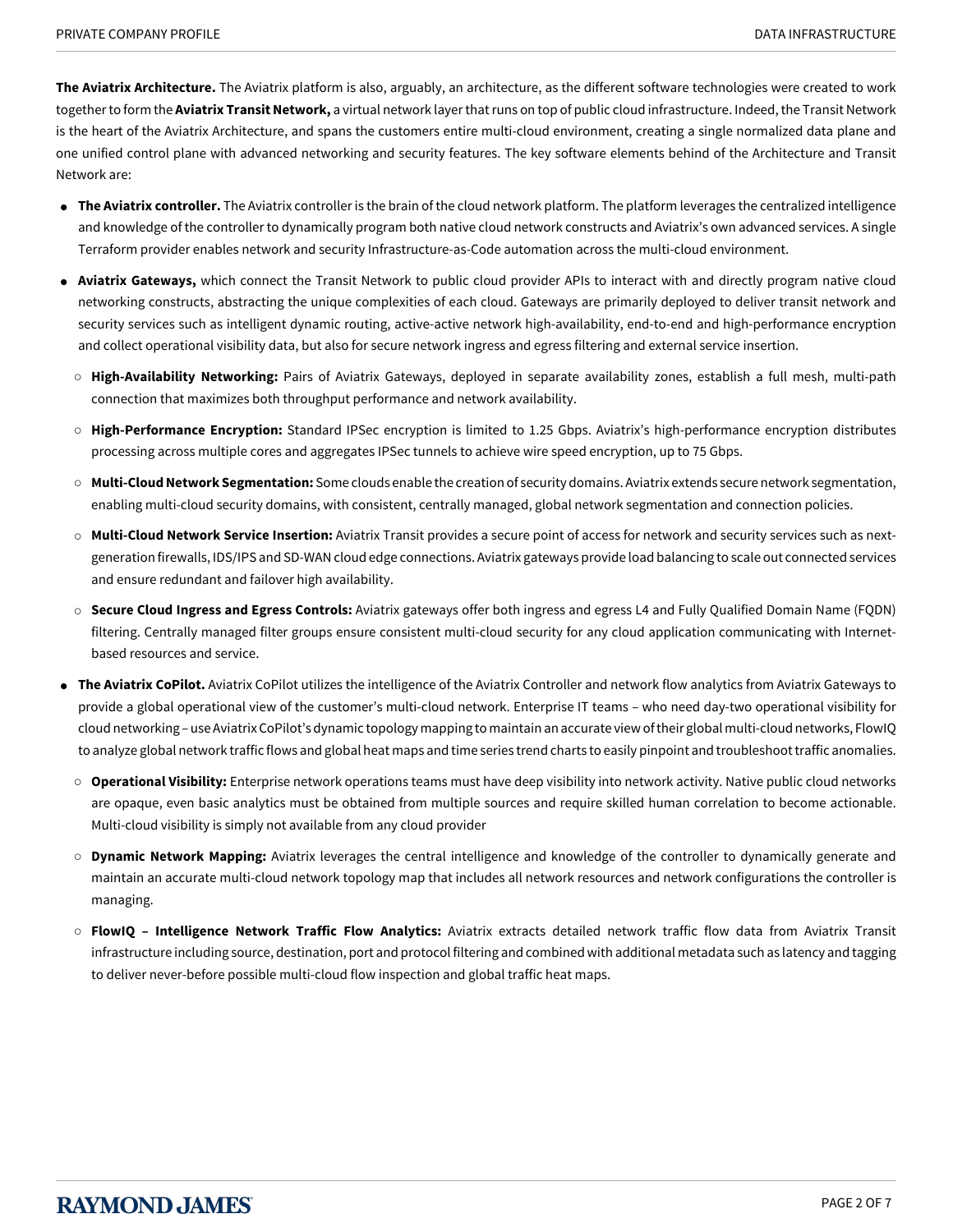**The Aviatrix Architecture.** The Aviatrix platform is also, arguably, an architecture, as the different software technologies were created to work together to form the **Aviatrix Transit Network,** a virtual network layer that runs on top of public cloud infrastructure. Indeed, the Transit Network is the heart of the Aviatrix Architecture, and spans the customers entire multi-cloud environment, creating a single normalized data plane and one unified control plane with advanced networking and security features. The key software elements behind of the Architecture and Transit Network are:

- **The Aviatrix controller.** The Aviatrix controller is the brain of the cloud network platform. The platform leverages the centralized intelligence and knowledge of the controller to dynamically program both native cloud network constructs and Aviatrix's own advanced services. A single Terraform provider enables network and security Infrastructure-as-Code automation across the multi-cloud environment.

- **Aviatrix Gateways,** which connect the Transit Network to public cloud provider APIs to interact with and directly program native cloud networking constructs, abstracting the unique complexities of each cloud. Gateways are primarily deployed to deliver transit network and security services such as intelligent dynamic routing, active-active network high-availability, end-to-end and high-performance encryption and collect operational visibility data, but also for secure network ingress and egress filtering and external service insertion.

  - **High-Availability Networking:** Pairs of Aviatrix Gateways, deployed in separate availability zones, establish a full mesh, multi-path connection that maximizes both throughput performance and network availability.

  - **High-Performance Encryption:** Standard IPSec encryption is limited to 1.25 Gbps. Aviatrix's high-performance encryption distributes processing across multiple cores and aggregates IPSec tunnels to achieve wire speed encryption, up to 75 Gbps.

  - **Multi-Cloud Network Segmentation:** Some clouds enable the creation of security domains. Aviatrix extends secure network segmentation, enabling multi-cloud security domains, with consistent, centrally managed, global network segmentation and connection policies.

  - **Multi-Cloud Network Service Insertion:** Aviatrix Transit provides a secure point of access for network and security services such as next-generation firewalls, IDS/IPS and SD-WAN cloud edge connections. Aviatrix gateways provide load balancing to scale out connected services and ensure redundant and failover high availability.

  - **Secure Cloud Ingress and Egress Controls:** Aviatrix gateways offer both ingress and egress L4 and Fully Qualified Domain Name (FQDN) filtering. Centrally managed filter groups ensure consistent multi-cloud security for any cloud application communicating with Internet-based resources and service.

- **The Aviatrix CoPilot.** Aviatrix CoPilot utilizes the intelligence of the Aviatrix Controller and network flow analytics from Aviatrix Gateways to provide a global operational view of the customer's multi-cloud network. Enterprise IT teams – who need day-two operational visibility for cloud networking – use Aviatrix CoPilot's dynamic topology mapping to maintain an accurate view of their global multi-cloud networks, FlowIQ to analyze global network traffic flows and global heat maps and time series trend charts to easily pinpoint and troubleshoot traffic anomalies.

  - **Operational Visibility:** Enterprise network operations teams must have deep visibility into network activity. Native public cloud networks are opaque, even basic analytics must be obtained from multiple sources and require skilled human correlation to become actionable. Multi-cloud visibility is simply not available from any cloud provider

  - **Dynamic Network Mapping:** Aviatrix leverages the central intelligence and knowledge of the controller to dynamically generate and maintain an accurate multi-cloud network topology map that includes all network resources and network configurations the controller is managing.

  - **FlowIQ – Intelligence Network Traffic Flow Analytics:** Aviatrix extracts detailed network traffic flow data from Aviatrix Transit infrastructure including source, destination, port and protocol filtering and combined with additional metadata such as latency and tagging to deliver never-before possible multi-cloud flow inspection and global traffic heat maps.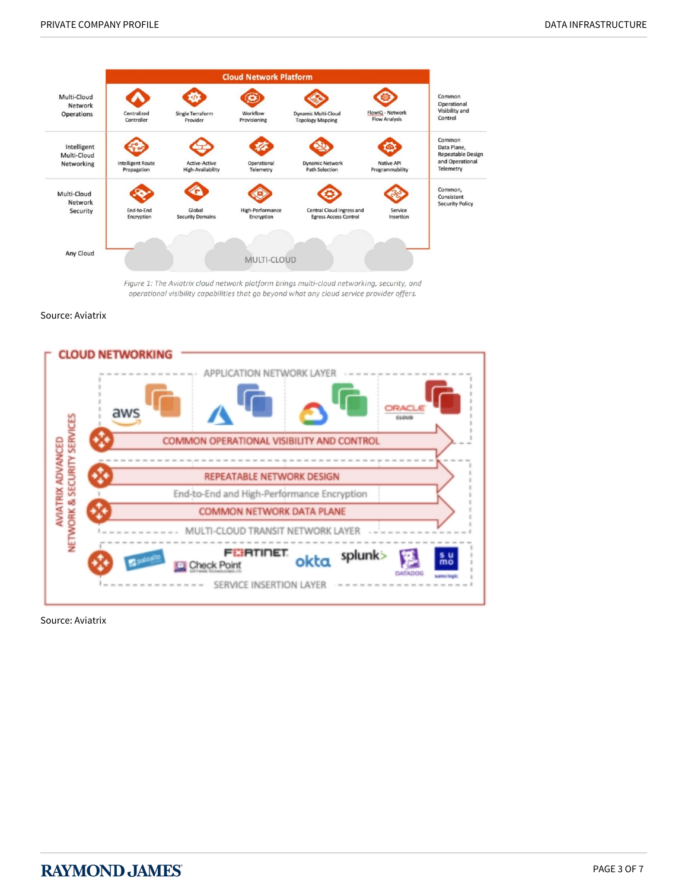| | Cloud Network Platform | | | | | |
|---|---|---|---|---|---|---|
| Multi-Cloud Network Operations | Centralized Controller | Single Terraform Provider | Workflow Provisioning | Dynamic Multi-Cloud Topology Mapping | FlowIQ - Network Flow Analysis | Common Operational Visibility and Control |
| Intelligent Multi-Cloud Networking | Intelligent Route Propagation | Active-Active High-Availability | Operational Telemetry | Dynamic Network Path Selection | Native API Programmability | Common Data Plane, Repeatable Design and Operational Telemetry |
| Multi-Cloud Network Security | End-to-End Encryption | Global Security Domains | High-Performance Encryption | Central Cloud Ingress and Egress Access Control | Service Insertion | Common, Consistent Security Policy |
| Any Cloud | MULTI-CLOUD | | | | | |

*Figure 1: The Aviatrix cloud network platform brings multi-cloud networking, security, and operational visibility capabilities that go beyond what any cloud service provider offers.*

Source: Aviatrix

**CLOUD NETWORKING**

AVIATRIX ADVANCED NETWORK & SECURITY SERVICES

- APPLICATION NETWORK LAYER: aws, Azure, Google Cloud, ORACLE CLOUD
- COMMON OPERATIONAL VISIBILITY AND CONTROL
- REPEATABLE NETWORK DESIGN
- End-to-End and High-Performance Encryption
- COMMON NETWORK DATA PLANE
- MULTI-CLOUD TRANSIT NETWORK LAYER
- SERVICE INSERTION LAYER: paloalto, Check Point, FORTINET, okta, splunk, DATADOG, sumo logic

Source: Aviatrix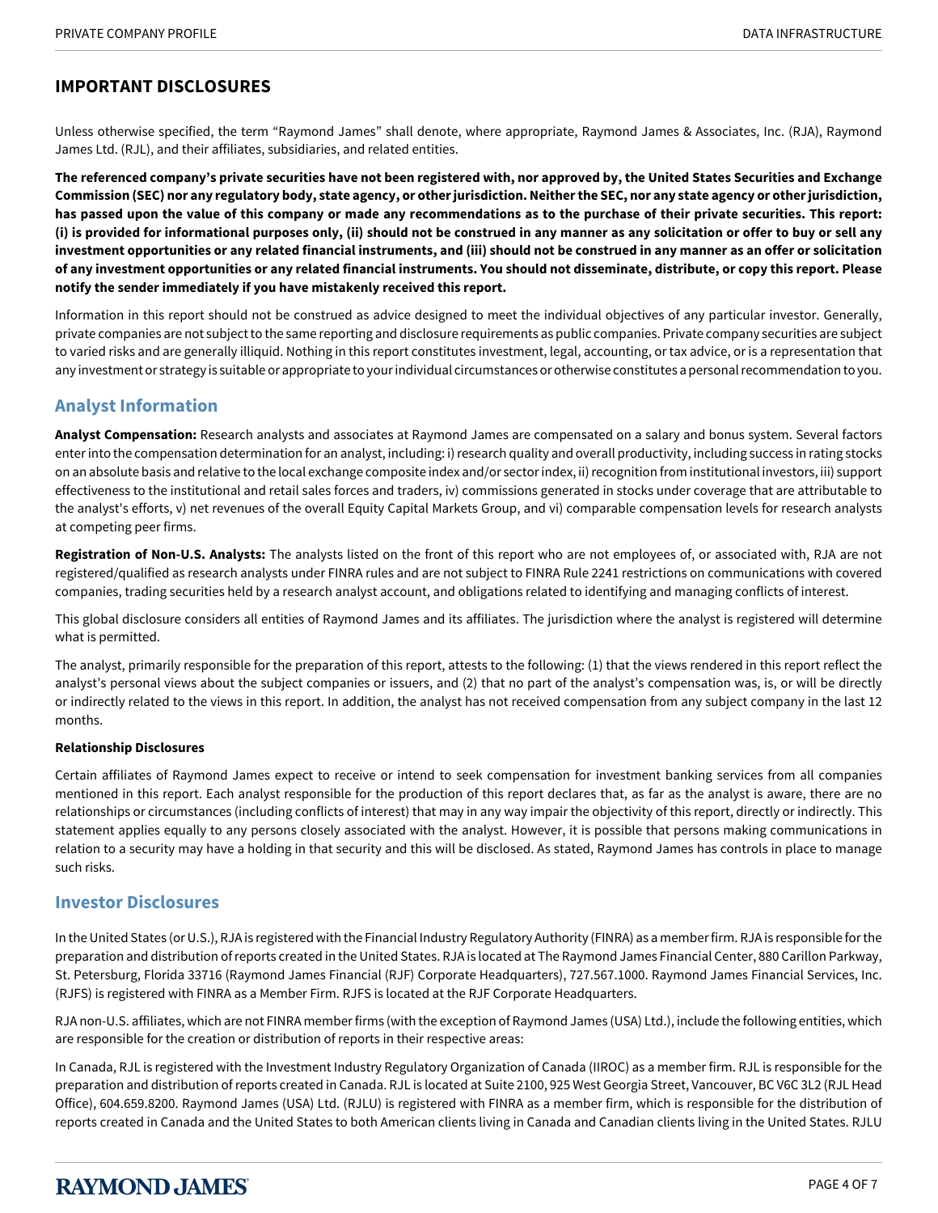## IMPORTANT DISCLOSURES

Unless otherwise specified, the term "Raymond James" shall denote, where appropriate, Raymond James & Associates, Inc. (RJA), Raymond James Ltd. (RJL), and their affiliates, subsidiaries, and related entities.

**The referenced company's private securities have not been registered with, nor approved by, the United States Securities and Exchange Commission (SEC) nor any regulatory body, state agency, or other jurisdiction. Neither the SEC, nor any state agency or other jurisdiction, has passed upon the value of this company or made any recommendations as to the purchase of their private securities. This report: (i) is provided for informational purposes only, (ii) should not be construed in any manner as any solicitation or offer to buy or sell any investment opportunities or any related financial instruments, and (iii) should not be construed in any manner as an offer or solicitation of any investment opportunities or any related financial instruments. You should not disseminate, distribute, or copy this report. Please notify the sender immediately if you have mistakenly received this report.**

Information in this report should not be construed as advice designed to meet the individual objectives of any particular investor. Generally, private companies are not subject to the same reporting and disclosure requirements as public companies. Private company securities are subject to varied risks and are generally illiquid. Nothing in this report constitutes investment, legal, accounting, or tax advice, or is a representation that any investment or strategy is suitable or appropriate to your individual circumstances or otherwise constitutes a personal recommendation to you.

## Analyst Information

**Analyst Compensation:** Research analysts and associates at Raymond James are compensated on a salary and bonus system. Several factors enter into the compensation determination for an analyst, including: i) research quality and overall productivity, including success in rating stocks on an absolute basis and relative to the local exchange composite index and/or sector index, ii) recognition from institutional investors, iii) support effectiveness to the institutional and retail sales forces and traders, iv) commissions generated in stocks under coverage that are attributable to the analyst's efforts, v) net revenues of the overall Equity Capital Markets Group, and vi) comparable compensation levels for research analysts at competing peer firms.

**Registration of Non-U.S. Analysts:** The analysts listed on the front of this report who are not employees of, or associated with, RJA are not registered/qualified as research analysts under FINRA rules and are not subject to FINRA Rule 2241 restrictions on communications with covered companies, trading securities held by a research analyst account, and obligations related to identifying and managing conflicts of interest.

This global disclosure considers all entities of Raymond James and its affiliates. The jurisdiction where the analyst is registered will determine what is permitted.

The analyst, primarily responsible for the preparation of this report, attests to the following: (1) that the views rendered in this report reflect the analyst's personal views about the subject companies or issuers, and (2) that no part of the analyst's compensation was, is, or will be directly or indirectly related to the views in this report. In addition, the analyst has not received compensation from any subject company in the last 12 months.

#### Relationship Disclosures

Certain affiliates of Raymond James expect to receive or intend to seek compensation for investment banking services from all companies mentioned in this report. Each analyst responsible for the production of this report declares that, as far as the analyst is aware, there are no relationships or circumstances (including conflicts of interest) that may in any way impair the objectivity of this report, directly or indirectly. This statement applies equally to any persons closely associated with the analyst. However, it is possible that persons making communications in relation to a security may have a holding in that security and this will be disclosed. As stated, Raymond James has controls in place to manage such risks.

## Investor Disclosures

In the United States (or U.S.), RJA is registered with the Financial Industry Regulatory Authority (FINRA) as a member firm. RJA is responsible for the preparation and distribution of reports created in the United States. RJA is located at The Raymond James Financial Center, 880 Carillon Parkway, St. Petersburg, Florida 33716 (Raymond James Financial (RJF) Corporate Headquarters), 727.567.1000. Raymond James Financial Services, Inc. (RJFS) is registered with FINRA as a Member Firm. RJFS is located at the RJF Corporate Headquarters.

RJA non-U.S. affiliates, which are not FINRA member firms (with the exception of Raymond James (USA) Ltd.), include the following entities, which are responsible for the creation or distribution of reports in their respective areas:

In Canada, RJL is registered with the Investment Industry Regulatory Organization of Canada (IIROC) as a member firm. RJL is responsible for the preparation and distribution of reports created in Canada. RJL is located at Suite 2100, 925 West Georgia Street, Vancouver, BC V6C 3L2 (RJL Head Office), 604.659.8200. Raymond James (USA) Ltd. (RJLU) is registered with FINRA as a member firm, which is responsible for the distribution of reports created in Canada and the United States to both American clients living in Canada and Canadian clients living in the United States. RJLU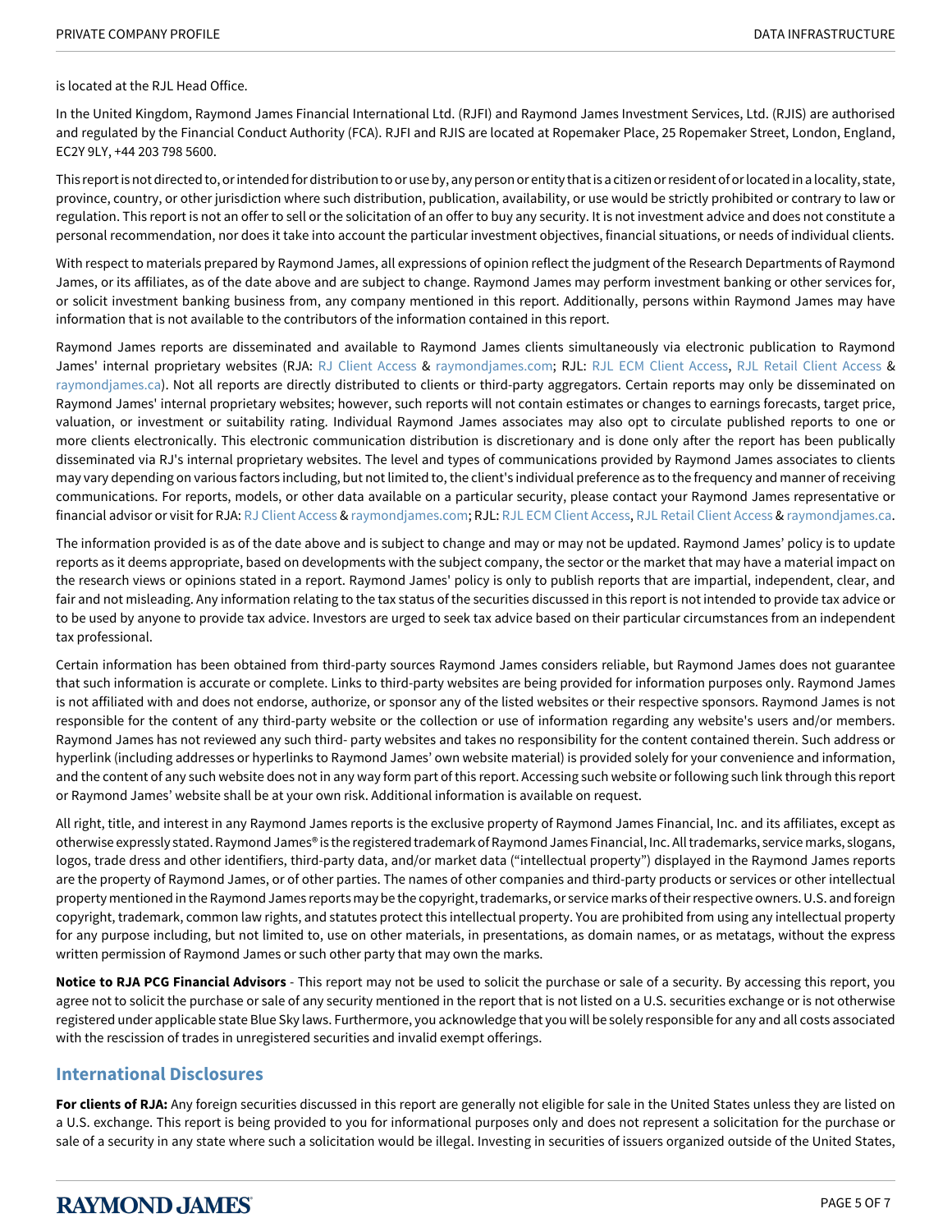is located at the RJL Head Office.

In the United Kingdom, Raymond James Financial International Ltd. (RJFI) and Raymond James Investment Services, Ltd. (RJIS) are authorised and regulated by the Financial Conduct Authority (FCA). RJFI and RJIS are located at Ropemaker Place, 25 Ropemaker Street, London, England, EC2Y 9LY, +44 203 798 5600.

This report is not directed to, or intended for distribution to or use by, any person or entity that is a citizen or resident of or located in a locality, state, province, country, or other jurisdiction where such distribution, publication, availability, or use would be strictly prohibited or contrary to law or regulation. This report is not an offer to sell or the solicitation of an offer to buy any security. It is not investment advice and does not constitute a personal recommendation, nor does it take into account the particular investment objectives, financial situations, or needs of individual clients.

With respect to materials prepared by Raymond James, all expressions of opinion reflect the judgment of the Research Departments of Raymond James, or its affiliates, as of the date above and are subject to change. Raymond James may perform investment banking or other services for, or solicit investment banking business from, any company mentioned in this report. Additionally, persons within Raymond James may have information that is not available to the contributors of the information contained in this report.

Raymond James reports are disseminated and available to Raymond James clients simultaneously via electronic publication to Raymond James' internal proprietary websites (RJA: RJ Client Access & raymondjames.com; RJL: RJL ECM Client Access, RJL Retail Client Access & raymondjames.ca). Not all reports are directly distributed to clients or third-party aggregators. Certain reports may only be disseminated on Raymond James' internal proprietary websites; however, such reports will not contain estimates or changes to earnings forecasts, target price, valuation, or investment or suitability rating. Individual Raymond James associates may also opt to circulate published reports to one or more clients electronically. This electronic communication distribution is discretionary and is done only after the report has been publically disseminated via RJ's internal proprietary websites. The level and types of communications provided by Raymond James associates to clients may vary depending on various factors including, but not limited to, the client's individual preference as to the frequency and manner of receiving communications. For reports, models, or other data available on a particular security, please contact your Raymond James representative or financial advisor or visit for RJA: RJ Client Access & raymondjames.com; RJL: RJL ECM Client Access, RJL Retail Client Access & raymondjames.ca.

The information provided is as of the date above and is subject to change and may or may not be updated. Raymond James' policy is to update reports as it deems appropriate, based on developments with the subject company, the sector or the market that may have a material impact on the research views or opinions stated in a report. Raymond James' policy is only to publish reports that are impartial, independent, clear, and fair and not misleading. Any information relating to the tax status of the securities discussed in this report is not intended to provide tax advice or to be used by anyone to provide tax advice. Investors are urged to seek tax advice based on their particular circumstances from an independent tax professional.

Certain information has been obtained from third-party sources Raymond James considers reliable, but Raymond James does not guarantee that such information is accurate or complete. Links to third-party websites are being provided for information purposes only. Raymond James is not affiliated with and does not endorse, authorize, or sponsor any of the listed websites or their respective sponsors. Raymond James is not responsible for the content of any third-party website or the collection or use of information regarding any website's users and/or members. Raymond James has not reviewed any such third- party websites and takes no responsibility for the content contained therein. Such address or hyperlink (including addresses or hyperlinks to Raymond James' own website material) is provided solely for your convenience and information, and the content of any such website does not in any way form part of this report. Accessing such website or following such link through this report or Raymond James' website shall be at your own risk. Additional information is available on request.

All right, title, and interest in any Raymond James reports is the exclusive property of Raymond James Financial, Inc. and its affiliates, except as otherwise expressly stated. Raymond James® is the registered trademark of Raymond James Financial, Inc. All trademarks, service marks, slogans, logos, trade dress and other identifiers, third-party data, and/or market data ("intellectual property") displayed in the Raymond James reports are the property of Raymond James, or of other parties. The names of other companies and third-party products or services or other intellectual property mentioned in the Raymond James reports may be the copyright, trademarks, or service marks of their respective owners. U.S. and foreign copyright, trademark, common law rights, and statutes protect this intellectual property. You are prohibited from using any intellectual property for any purpose including, but not limited to, use on other materials, in presentations, as domain names, or as metatags, without the express written permission of Raymond James or such other party that may own the marks.

**Notice to RJA PCG Financial Advisors** - This report may not be used to solicit the purchase or sale of a security. By accessing this report, you agree not to solicit the purchase or sale of any security mentioned in the report that is not listed on a U.S. securities exchange or is not otherwise registered under applicable state Blue Sky laws. Furthermore, you acknowledge that you will be solely responsible for any and all costs associated with the rescission of trades in unregistered securities and invalid exempt offerings.

## International Disclosures

**For clients of RJA:** Any foreign securities discussed in this report are generally not eligible for sale in the United States unless they are listed on a U.S. exchange. This report is being provided to you for informational purposes only and does not represent a solicitation for the purchase or sale of a security in any state where such a solicitation would be illegal. Investing in securities of issuers organized outside of the United States,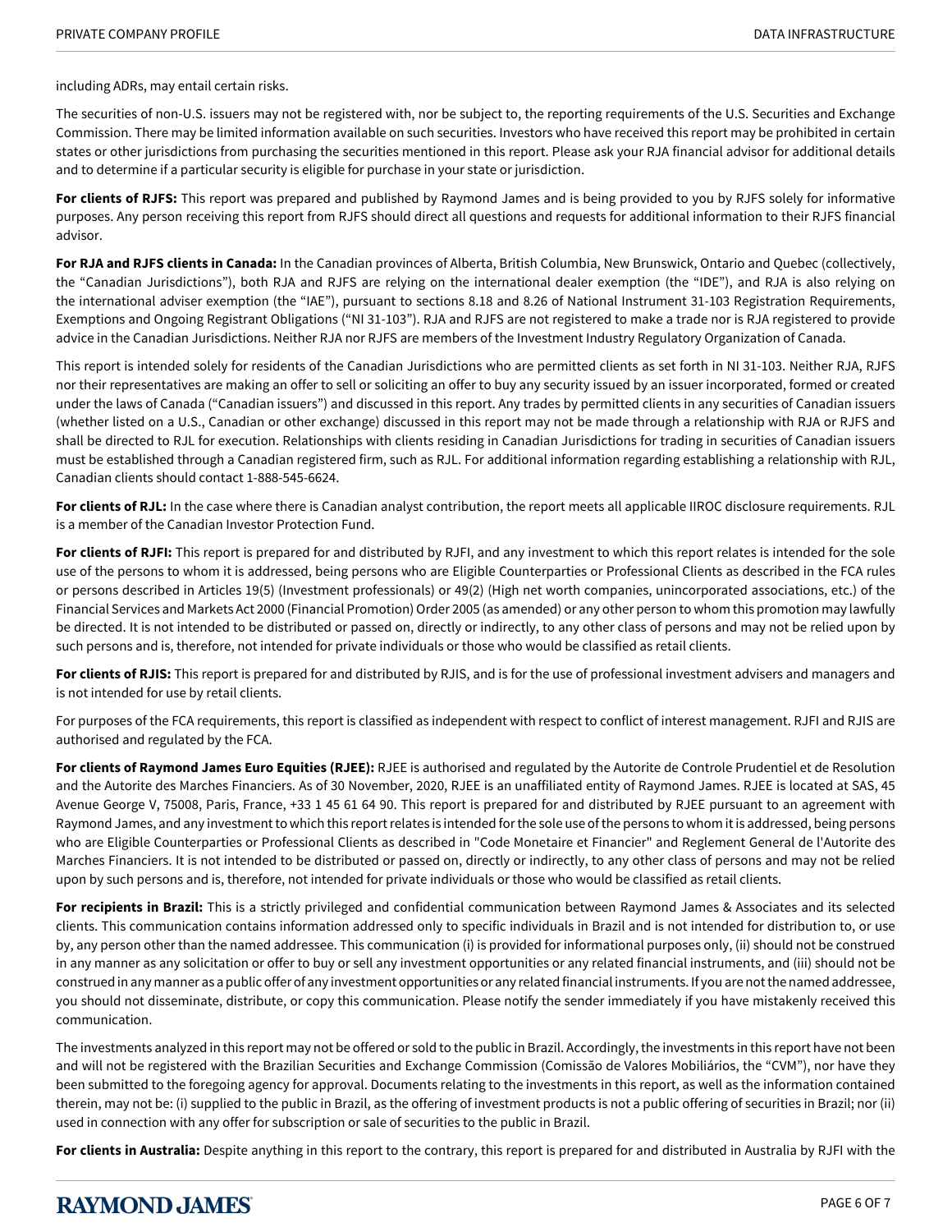including ADRs, may entail certain risks.

The securities of non-U.S. issuers may not be registered with, nor be subject to, the reporting requirements of the U.S. Securities and Exchange Commission. There may be limited information available on such securities. Investors who have received this report may be prohibited in certain states or other jurisdictions from purchasing the securities mentioned in this report. Please ask your RJA financial advisor for additional details and to determine if a particular security is eligible for purchase in your state or jurisdiction.

**For clients of RJFS:** This report was prepared and published by Raymond James and is being provided to you by RJFS solely for informative purposes. Any person receiving this report from RJFS should direct all questions and requests for additional information to their RJFS financial advisor.

**For RJA and RJFS clients in Canada:** In the Canadian provinces of Alberta, British Columbia, New Brunswick, Ontario and Quebec (collectively, the "Canadian Jurisdictions"), both RJA and RJFS are relying on the international dealer exemption (the "IDE"), and RJA is also relying on the international adviser exemption (the "IAE"), pursuant to sections 8.18 and 8.26 of National Instrument 31-103 Registration Requirements, Exemptions and Ongoing Registrant Obligations ("NI 31-103"). RJA and RJFS are not registered to make a trade nor is RJA registered to provide advice in the Canadian Jurisdictions. Neither RJA nor RJFS are members of the Investment Industry Regulatory Organization of Canada.

This report is intended solely for residents of the Canadian Jurisdictions who are permitted clients as set forth in NI 31-103. Neither RJA, RJFS nor their representatives are making an offer to sell or soliciting an offer to buy any security issued by an issuer incorporated, formed or created under the laws of Canada ("Canadian issuers") and discussed in this report. Any trades by permitted clients in any securities of Canadian issuers (whether listed on a U.S., Canadian or other exchange) discussed in this report may not be made through a relationship with RJA or RJFS and shall be directed to RJL for execution. Relationships with clients residing in Canadian Jurisdictions for trading in securities of Canadian issuers must be established through a Canadian registered firm, such as RJL. For additional information regarding establishing a relationship with RJL, Canadian clients should contact 1-888-545-6624.

**For clients of RJL:** In the case where there is Canadian analyst contribution, the report meets all applicable IIROC disclosure requirements. RJL is a member of the Canadian Investor Protection Fund.

**For clients of RJFI:** This report is prepared for and distributed by RJFI, and any investment to which this report relates is intended for the sole use of the persons to whom it is addressed, being persons who are Eligible Counterparties or Professional Clients as described in the FCA rules or persons described in Articles 19(5) (Investment professionals) or 49(2) (High net worth companies, unincorporated associations, etc.) of the Financial Services and Markets Act 2000 (Financial Promotion) Order 2005 (as amended) or any other person to whom this promotion may lawfully be directed. It is not intended to be distributed or passed on, directly or indirectly, to any other class of persons and may not be relied upon by such persons and is, therefore, not intended for private individuals or those who would be classified as retail clients.

**For clients of RJIS:** This report is prepared for and distributed by RJIS, and is for the use of professional investment advisers and managers and is not intended for use by retail clients.

For purposes of the FCA requirements, this report is classified as independent with respect to conflict of interest management. RJFI and RJIS are authorised and regulated by the FCA.

**For clients of Raymond James Euro Equities (RJEE):** RJEE is authorised and regulated by the Autorite de Controle Prudentiel et de Resolution and the Autorite des Marches Financiers. As of 30 November, 2020, RJEE is an unaffiliated entity of Raymond James. RJEE is located at SAS, 45 Avenue George V, 75008, Paris, France, +33 1 45 61 64 90. This report is prepared for and distributed by RJEE pursuant to an agreement with Raymond James, and any investment to which this report relates is intended for the sole use of the persons to whom it is addressed, being persons who are Eligible Counterparties or Professional Clients as described in "Code Monetaire et Financier" and Reglement General de l'Autorite des Marches Financiers. It is not intended to be distributed or passed on, directly or indirectly, to any other class of persons and may not be relied upon by such persons and is, therefore, not intended for private individuals or those who would be classified as retail clients.

**For recipients in Brazil:** This is a strictly privileged and confidential communication between Raymond James & Associates and its selected clients. This communication contains information addressed only to specific individuals in Brazil and is not intended for distribution to, or use by, any person other than the named addressee. This communication (i) is provided for informational purposes only, (ii) should not be construed in any manner as any solicitation or offer to buy or sell any investment opportunities or any related financial instruments, and (iii) should not be construed in any manner as a public offer of any investment opportunities or any related financial instruments. If you are not the named addressee, you should not disseminate, distribute, or copy this communication. Please notify the sender immediately if you have mistakenly received this communication.

The investments analyzed in this report may not be offered or sold to the public in Brazil. Accordingly, the investments in this report have not been and will not be registered with the Brazilian Securities and Exchange Commission (Comissão de Valores Mobiliários, the "CVM"), nor have they been submitted to the foregoing agency for approval. Documents relating to the investments in this report, as well as the information contained therein, may not be: (i) supplied to the public in Brazil, as the offering of investment products is not a public offering of securities in Brazil; nor (ii) used in connection with any offer for subscription or sale of securities to the public in Brazil.

**For clients in Australia:** Despite anything in this report to the contrary, this report is prepared for and distributed in Australia by RJFI with the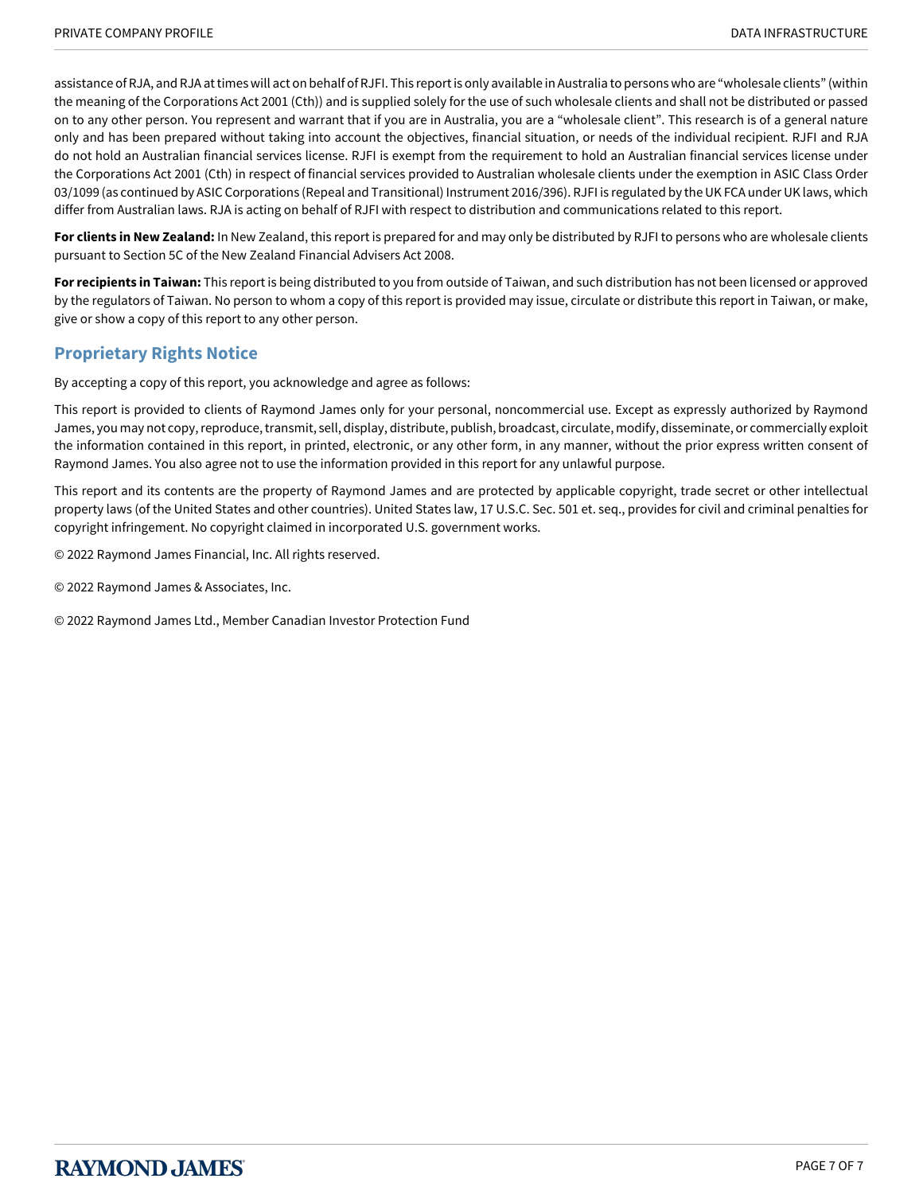assistance of RJA, and RJA at times will act on behalf of RJFI. This report is only available in Australia to persons who are "wholesale clients" (within the meaning of the Corporations Act 2001 (Cth)) and is supplied solely for the use of such wholesale clients and shall not be distributed or passed on to any other person. You represent and warrant that if you are in Australia, you are a "wholesale client". This research is of a general nature only and has been prepared without taking into account the objectives, financial situation, or needs of the individual recipient. RJFI and RJA do not hold an Australian financial services license. RJFI is exempt from the requirement to hold an Australian financial services license under the Corporations Act 2001 (Cth) in respect of financial services provided to Australian wholesale clients under the exemption in ASIC Class Order 03/1099 (as continued by ASIC Corporations (Repeal and Transitional) Instrument 2016/396). RJFI is regulated by the UK FCA under UK laws, which differ from Australian laws. RJA is acting on behalf of RJFI with respect to distribution and communications related to this report.

**For clients in New Zealand:** In New Zealand, this report is prepared for and may only be distributed by RJFI to persons who are wholesale clients pursuant to Section 5C of the New Zealand Financial Advisers Act 2008.

**For recipients in Taiwan:** This report is being distributed to you from outside of Taiwan, and such distribution has not been licensed or approved by the regulators of Taiwan. No person to whom a copy of this report is provided may issue, circulate or distribute this report in Taiwan, or make, give or show a copy of this report to any other person.

## Proprietary Rights Notice

By accepting a copy of this report, you acknowledge and agree as follows:

This report is provided to clients of Raymond James only for your personal, noncommercial use. Except as expressly authorized by Raymond James, you may not copy, reproduce, transmit, sell, display, distribute, publish, broadcast, circulate, modify, disseminate, or commercially exploit the information contained in this report, in printed, electronic, or any other form, in any manner, without the prior express written consent of Raymond James. You also agree not to use the information provided in this report for any unlawful purpose.

This report and its contents are the property of Raymond James and are protected by applicable copyright, trade secret or other intellectual property laws (of the United States and other countries). United States law, 17 U.S.C. Sec. 501 et. seq., provides for civil and criminal penalties for copyright infringement. No copyright claimed in incorporated U.S. government works.

© 2022 Raymond James Financial, Inc. All rights reserved.

© 2022 Raymond James & Associates, Inc.

© 2022 Raymond James Ltd., Member Canadian Investor Protection Fund